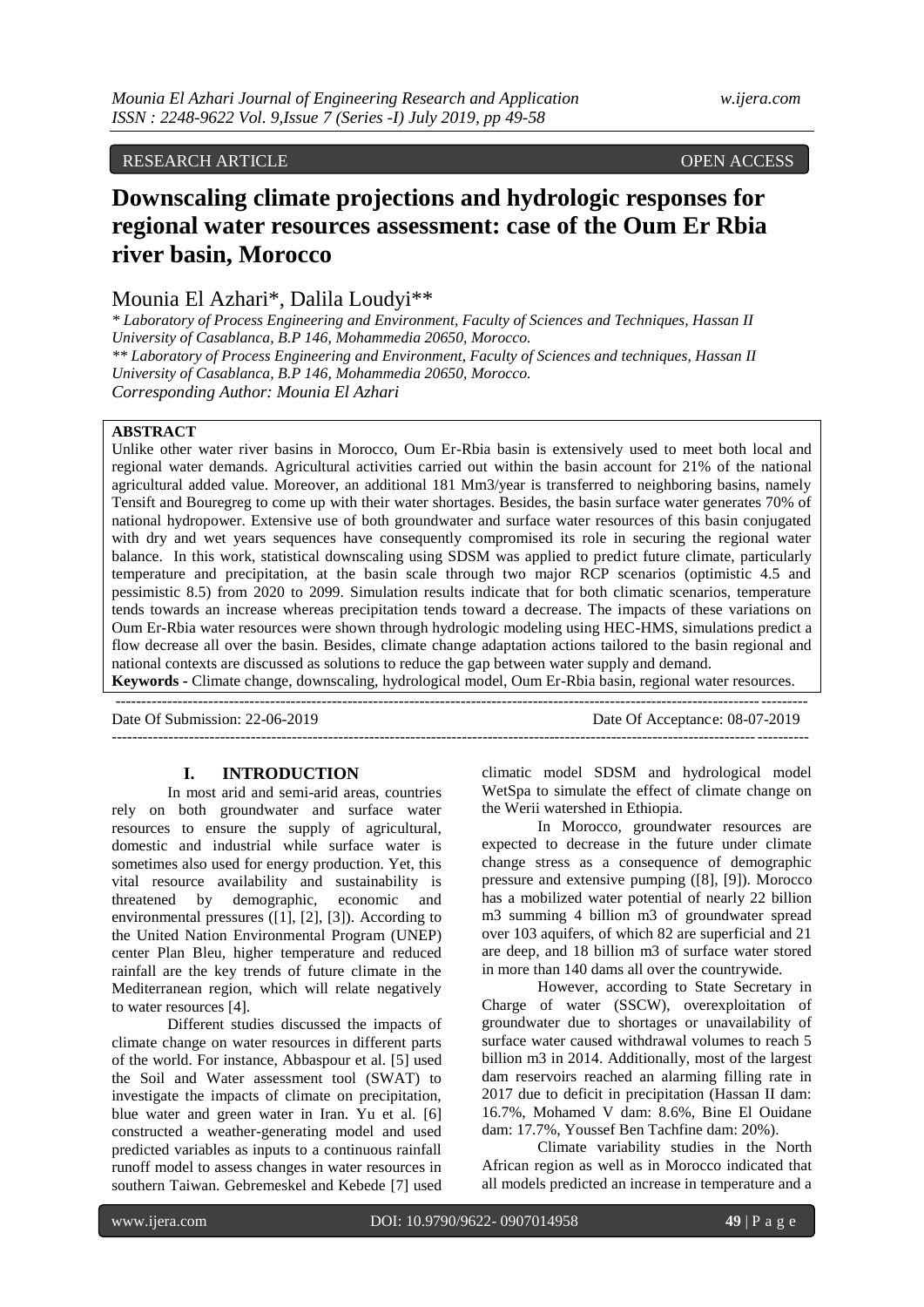RESEARCH ARTICLE OPEN ACCESS

# Downscaling climate projections and hydrologic responses for regional water resources assessment: case of the Oum Er Rbia river basin, Morocco

Mounia El Azhari*, Dalila Loudyi**

*\* Laboratory of Process Engineering and Environment, Faculty of Sciences and Techniques, Hassan II University of Casablanca, B.P 146, Mohammedia 20650, Morocco.*
*\*\* Laboratory of Process Engineering and Environment, Faculty of Sciences and techniques, Hassan II University of Casablanca, B.P 146, Mohammedia 20650, Morocco.*
*Corresponding Author: Mounia El Azhari*

## ABSTRACT

Unlike other water river basins in Morocco, Oum Er-Rbia basin is extensively used to meet both local and regional water demands. Agricultural activities carried out within the basin account for 21% of the national agricultural added value. Moreover, an additional 181 Mm3/year is transferred to neighboring basins, namely Tensift and Bouregreg to come up with their water shortages. Besides, the basin surface water generates 70% of national hydropower. Extensive use of both groundwater and surface water resources of this basin conjugated with dry and wet years sequences have consequently compromised its role in securing the regional water balance. In this work, statistical downscaling using SDSM was applied to predict future climate, particularly temperature and precipitation, at the basin scale through two major RCP scenarios (optimistic 4.5 and pessimistic 8.5) from 2020 to 2099. Simulation results indicate that for both climatic scenarios, temperature tends towards an increase whereas precipitation tends toward a decrease. The impacts of these variations on Oum Er-Rbia water resources were shown through hydrologic modeling using HEC-HMS, simulations predict a flow decrease all over the basin. Besides, climate change adaptation actions tailored to the basin regional and national contexts are discussed as solutions to reduce the gap between water supply and demand.

**Keywords -** Climate change, downscaling, hydrological model, Oum Er-Rbia basin, regional water resources.

---

Date Of Submission: 22-06-2019 Date Of Acceptance: 08-07-2019

---

## I. INTRODUCTION

In most arid and semi-arid areas, countries rely on both groundwater and surface water resources to ensure the supply of agricultural, domestic and industrial while surface water is sometimes also used for energy production. Yet, this vital resource availability and sustainability is threatened by demographic, economic and environmental pressures ([1], [2], [3]). According to the United Nation Environmental Program (UNEP) center Plan Bleu, higher temperature and reduced rainfall are the key trends of future climate in the Mediterranean region, which will relate negatively to water resources [4].

Different studies discussed the impacts of climate change on water resources in different parts of the world. For instance, Abbaspour et al. [5] used the Soil and Water assessment tool (SWAT) to investigate the impacts of climate on precipitation, blue water and green water in Iran. Yu et al. [6] constructed a weather-generating model and used predicted variables as inputs to a continuous rainfall runoff model to assess changes in water resources in southern Taiwan. Gebremeskel and Kebede [7] used climatic model SDSM and hydrological model WetSpa to simulate the effect of climate change on the Werii watershed in Ethiopia.

In Morocco, groundwater resources are expected to decrease in the future under climate change stress as a consequence of demographic pressure and extensive pumping ([8], [9]). Morocco has a mobilized water potential of nearly 22 billion m3 summing 4 billion m3 of groundwater spread over 103 aquifers, of which 82 are superficial and 21 are deep, and 18 billion m3 of surface water stored in more than 140 dams all over the countrywide.

However, according to State Secretary in Charge of water (SSCW), overexploitation of groundwater due to shortages or unavailability of surface water caused withdrawal volumes to reach 5 billion m3 in 2014. Additionally, most of the largest dam reservoirs reached an alarming filling rate in 2017 due to deficit in precipitation (Hassan II dam: 16.7%, Mohamed V dam: 8.6%, Bine El Ouidane dam: 17.7%, Youssef Ben Tachfine dam: 20%).

Climate variability studies in the North African region as well as in Morocco indicated that all models predicted an increase in temperature and a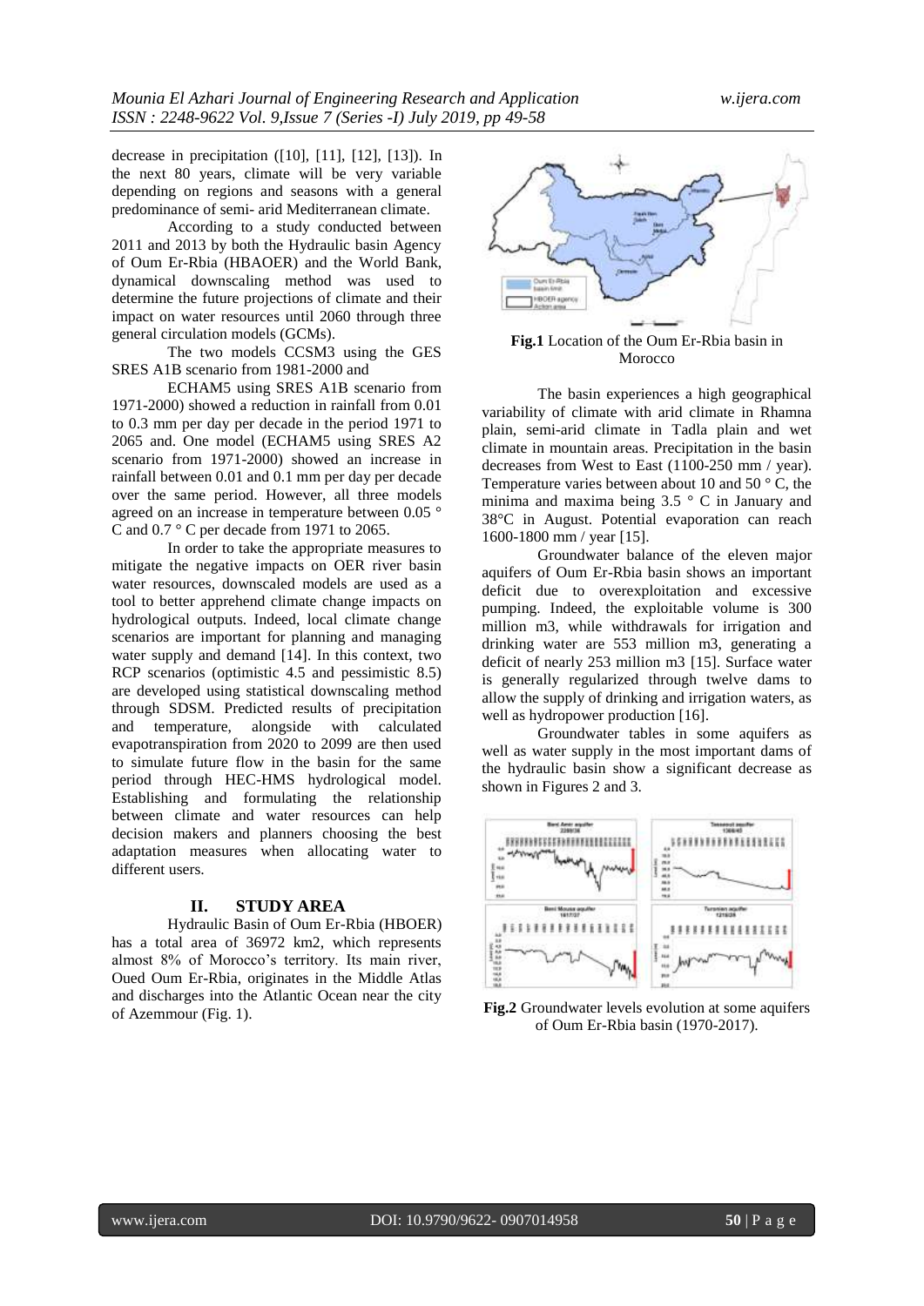decrease in precipitation ([10], [11], [12], [13]). In the next 80 years, climate will be very variable depending on regions and seasons with a general predominance of semi- arid Mediterranean climate.

According to a study conducted between 2011 and 2013 by both the Hydraulic basin Agency of Oum Er-Rbia (HBAOER) and the World Bank, dynamical downscaling method was used to determine the future projections of climate and their impact on water resources until 2060 through three general circulation models (GCMs).

The two models CCSM3 using the GES SRES A1B scenario from 1981-2000 and

ECHAM5 using SRES A1B scenario from 1971-2000) showed a reduction in rainfall from 0.01 to 0.3 mm per day per decade in the period 1971 to 2065 and. One model (ECHAM5 using SRES A2 scenario from 1971-2000) showed an increase in rainfall between 0.01 and 0.1 mm per day per decade over the same period. However, all three models agreed on an increase in temperature between 0.05 ° C and 0.7 ° C per decade from 1971 to 2065.

In order to take the appropriate measures to mitigate the negative impacts on OER river basin water resources, downscaled models are used as a tool to better apprehend climate change impacts on hydrological outputs. Indeed, local climate change scenarios are important for planning and managing water supply and demand [14]. In this context, two RCP scenarios (optimistic 4.5 and pessimistic 8.5) are developed using statistical downscaling method through SDSM. Predicted results of precipitation and temperature, alongside with calculated evapotranspiration from 2020 to 2099 are then used to simulate future flow in the basin for the same period through HEC-HMS hydrological model. Establishing and formulating the relationship between climate and water resources can help decision makers and planners choosing the best adaptation measures when allocating water to different users.

## II. STUDY AREA

Hydraulic Basin of Oum Er-Rbia (HBOER) has a total area of 36972 km2, which represents almost 8% of Morocco's territory. Its main river, Oued Oum Er-Rbia, originates in the Middle Atlas and discharges into the Atlantic Ocean near the city of Azemmour (Fig. 1).

**Fig.1** Location of the Oum Er-Rbia basin in Morocco

The basin experiences a high geographical variability of climate with arid climate in Rhamna plain, semi-arid climate in Tadla plain and wet climate in mountain areas. Precipitation in the basin decreases from West to East (1100-250 mm / year). Temperature varies between about 10 and 50 ° C, the minima and maxima being 3.5 ° C in January and 38°C in August. Potential evaporation can reach 1600-1800 mm / year [15].

Groundwater balance of the eleven major aquifers of Oum Er-Rbia basin shows an important deficit due to overexploitation and excessive pumping. Indeed, the exploitable volume is 300 million m3, while withdrawals for irrigation and drinking water are 553 million m3, generating a deficit of nearly 253 million m3 [15]. Surface water is generally regularized through twelve dams to allow the supply of drinking and irrigation waters, as well as hydropower production [16].

Groundwater tables in some aquifers as well as water supply in the most important dams of the hydraulic basin show a significant decrease as shown in Figures 2 and 3.

**Fig.2** Groundwater levels evolution at some aquifers of Oum Er-Rbia basin (1970-2017).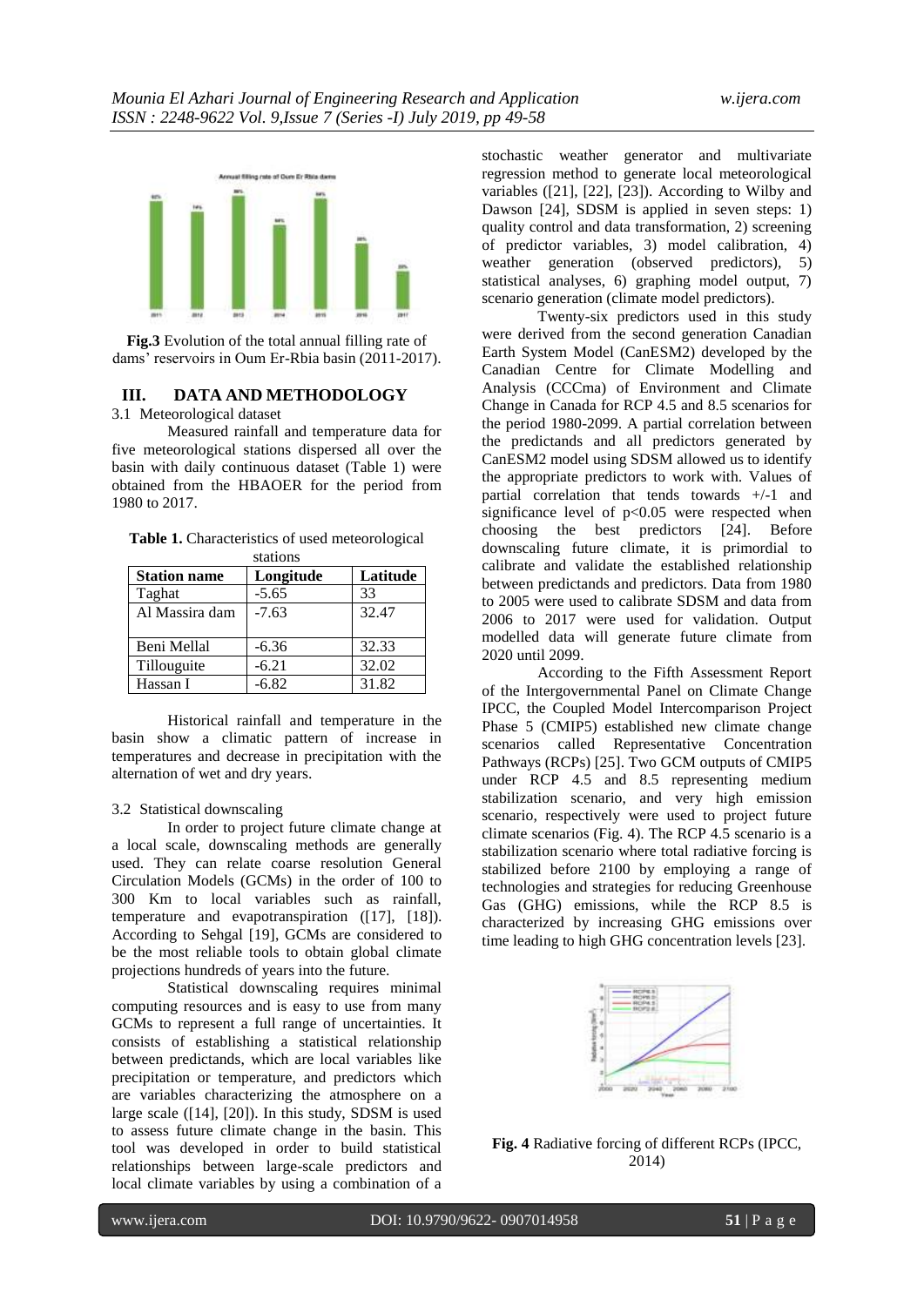**Fig.3** Evolution of the total annual filling rate of dams' reservoirs in Oum Er-Rbia basin (2011-2017).

## III. DATA AND METHODOLOGY

### 3.1 Meteorological dataset

Measured rainfall and temperature data for five meteorological stations dispersed all over the basin with daily continuous dataset (Table 1) were obtained from the HBAOER for the period from 1980 to 2017.

**Table 1.** Characteristics of used meteorological stations

| Station name | Longitude | Latitude |
|---|---|---|
| Taghat | -5.65 | 33 |
| Al Massira dam | -7.63 | 32.47 |
| Beni Mellal | -6.36 | 32.33 |
| Tillouguite | -6.21 | 32.02 |
| Hassan I | -6.82 | 31.82 |

Historical rainfall and temperature in the basin show a climatic pattern of increase in temperatures and decrease in precipitation with the alternation of wet and dry years.

### 3.2 Statistical downscaling

In order to project future climate change at a local scale, downscaling methods are generally used. They can relate coarse resolution General Circulation Models (GCMs) in the order of 100 to 300 Km to local variables such as rainfall, temperature and evapotranspiration ([17], [18]). According to Sehgal [19], GCMs are considered to be the most reliable tools to obtain global climate projections hundreds of years into the future.

Statistical downscaling requires minimal computing resources and is easy to use from many GCMs to represent a full range of uncertainties. It consists of establishing a statistical relationship between predictands, which are local variables like precipitation or temperature, and predictors which are variables characterizing the atmosphere on a large scale ([14], [20]). In this study, SDSM is used to assess future climate change in the basin. This tool was developed in order to build statistical relationships between large-scale predictors and local climate variables by using a combination of a stochastic weather generator and multivariate regression method to generate local meteorological variables ([21], [22], [23]). According to Wilby and Dawson [24], SDSM is applied in seven steps: 1) quality control and data transformation, 2) screening of predictor variables, 3) model calibration, 4) weather generation (observed predictors), 5) statistical analyses, 6) graphing model output, 7) scenario generation (climate model predictors).

Twenty-six predictors used in this study were derived from the second generation Canadian Earth System Model (CanESM2) developed by the Canadian Centre for Climate Modelling and Analysis (CCCma) of Environment and Climate Change in Canada for RCP 4.5 and 8.5 scenarios for the period 1980-2099. A partial correlation between the predictands and all predictors generated by CanESM2 model using SDSM allowed us to identify the appropriate predictors to work with. Values of partial correlation that tends towards +/-1 and significance level of $p<0.05$ were respected when choosing the best predictors [24]. Before downscaling future climate, it is primordial to calibrate and validate the established relationship between predictands and predictors. Data from 1980 to 2005 were used to calibrate SDSM and data from 2006 to 2017 were used for validation. Output modelled data will generate future climate from 2020 until 2099.

According to the Fifth Assessment Report of the Intergovernmental Panel on Climate Change IPCC, the Coupled Model Intercomparison Project Phase 5 (CMIP5) established new climate change scenarios called Representative Concentration Pathways (RCPs) [25]. Two GCM outputs of CMIP5 under RCP 4.5 and 8.5 representing medium stabilization scenario, and very high emission scenario, respectively were used to project future climate scenarios (Fig. 4). The RCP 4.5 scenario is a stabilization scenario where total radiative forcing is stabilized before 2100 by employing a range of technologies and strategies for reducing Greenhouse Gas (GHG) emissions, while the RCP 8.5 is characterized by increasing GHG emissions over time leading to high GHG concentration levels [23].

**Fig. 4** Radiative forcing of different RCPs (IPCC, 2014)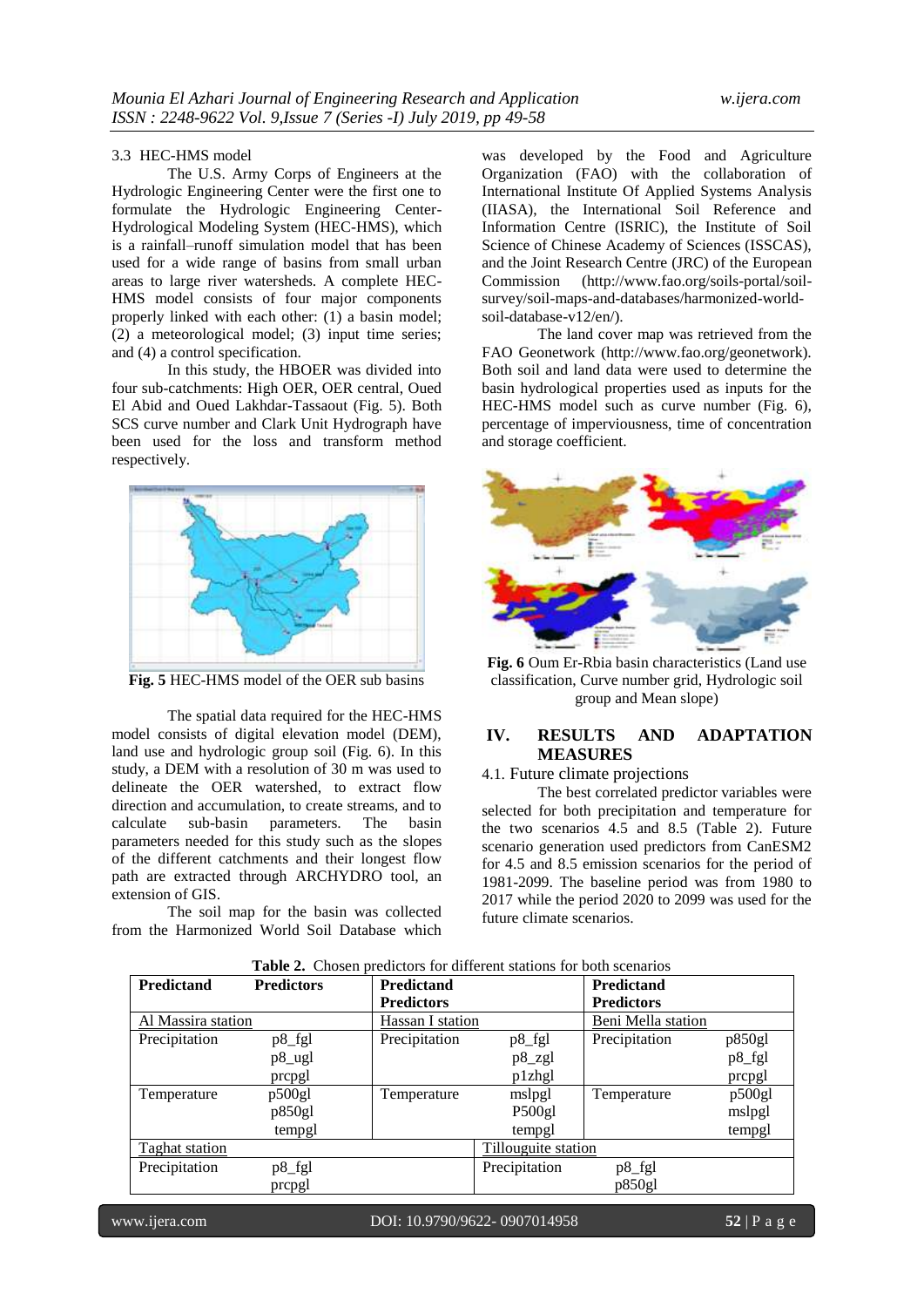3.3 HEC-HMS model

The U.S. Army Corps of Engineers at the Hydrologic Engineering Center were the first one to formulate the Hydrologic Engineering Center-Hydrological Modeling System (HEC-HMS), which is a rainfall–runoff simulation model that has been used for a wide range of basins from small urban areas to large river watersheds. A complete HEC-HMS model consists of four major components properly linked with each other: (1) a basin model; (2) a meteorological model; (3) input time series; and (4) a control specification.

In this study, the HBOER was divided into four sub-catchments: High OER, OER central, Oued El Abid and Oued Lakhdar-Tassaout (Fig. 5). Both SCS curve number and Clark Unit Hydrograph have been used for the loss and transform method respectively.

**Fig. 5** HEC-HMS model of the OER sub basins

The spatial data required for the HEC-HMS model consists of digital elevation model (DEM), land use and hydrologic group soil (Fig. 6). In this study, a DEM with a resolution of 30 m was used to delineate the OER watershed, to extract flow direction and accumulation, to create streams, and to calculate sub-basin parameters. The basin parameters needed for this study such as the slopes of the different catchments and their longest flow path are extracted through ARCHYDRO tool, an extension of GIS.

The soil map for the basin was collected from the Harmonized World Soil Database which was developed by the Food and Agriculture Organization (FAO) with the collaboration of International Institute Of Applied Systems Analysis (IIASA), the International Soil Reference and Information Centre (ISRIC), the Institute of Soil Science of Chinese Academy of Sciences (ISSCAS), and the Joint Research Centre (JRC) of the European Commission (http://www.fao.org/soils-portal/soil-survey/soil-maps-and-databases/harmonized-world-soil-database-v12/en/).

The land cover map was retrieved from the FAO Geonetwork (http://www.fao.org/geonetwork). Both soil and land data were used to determine the basin hydrological properties used as inputs for the HEC-HMS model such as curve number (Fig. 6), percentage of imperviousness, time of concentration and storage coefficient.

**Fig. 6** Oum Er-Rbia basin characteristics (Land use classification, Curve number grid, Hydrologic soil group and Mean slope)

## IV. RESULTS AND ADAPTATION MEASURES

### 4.1. Future climate projections

The best correlated predictor variables were selected for both precipitation and temperature for the two scenarios 4.5 and 8.5 (Table 2). Future scenario generation used predictors from CanESM2 for 4.5 and 8.5 emission scenarios for the period of 1981-2099. The baseline period was from 1980 to 2017 while the period 2020 to 2099 was used for the future climate scenarios.

**Table 2.** Chosen predictors for different stations for both scenarios

| Predictand | Predictors | Predictand | Predictors | Predictand | Predictors |
|---|---|---|---|---|---|
| Al Massira station | | Hassan I station | | Beni Mella station | |
| Precipitation | p8_fgl<br>p8_ugl<br>prcpgl | Precipitation | p8_fgl<br>p8_zgl<br>p1zhgl | Precipitation | p850gl<br>p8_fgl<br>prcpgl |
| Temperature | p500gl<br>p850gl<br>tempgl | Temperature | mslpgl<br>P500gl<br>tempgl | Temperature | p500gl<br>mslpgl<br>tempgl |
| Taghat station | | | Tillouguite station | | |
| Precipitation | p8_fgl<br>prcpgl | | Precipitation | p8_fgl<br>p850gl | |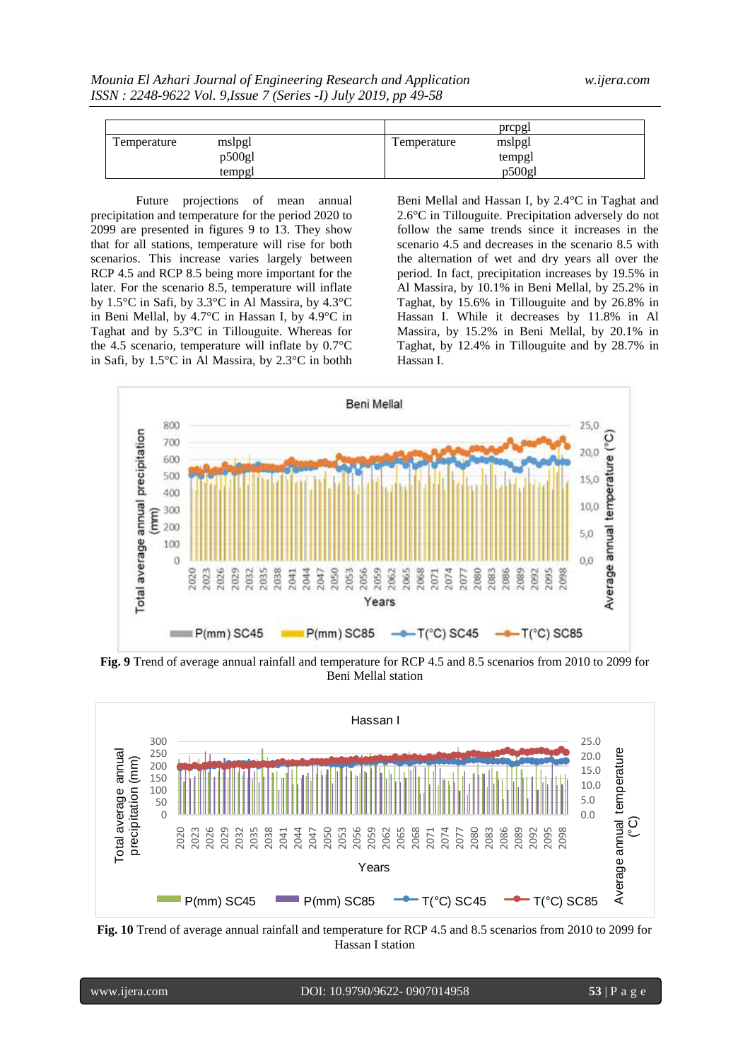| | | | |
|---|---|---|---|
| | | | prcpgl |
| Temperature | mslpgl<br>p500gl<br>tempgl | Temperature | mslpgl<br>tempgl<br>p500gl |

Future projections of mean annual precipitation and temperature for the period 2020 to 2099 are presented in figures 9 to 13. They show that for all stations, temperature will rise for both scenarios. This increase varies largely between RCP 4.5 and RCP 8.5 being more important for the later. For the scenario 8.5, temperature will inflate by 1.5°C in Safi, by 3.3°C in Al Massira, by 4.3°C in Beni Mellal, by 4.7°C in Hassan I, by 4.9°C in Taghat and by 5.3°C in Tillouguite. Whereas for the 4.5 scenario, temperature will inflate by 0.7°C in Safi, by 1.5°C in Al Massira, by 2.3°C in bothh Beni Mellal and Hassan I, by 2.4°C in Taghat and 2.6°C in Tillouguite. Precipitation adversely do not follow the same trends since it increases in the scenario 4.5 and decreases in the scenario 8.5 with the alternation of wet and dry years all over the period. In fact, precipitation increases by 19.5% in Al Massira, by 10.1% in Beni Mellal, by 25.2% in Taghat, by 15.6% in Tillouguite and by 26.8% in Hassan I. While it decreases by 11.8% in Al Massira, by 15.2% in Beni Mellal, by 20.1% in Taghat, by 12.4% in Tillouguite and by 28.7% in Hassan I.

**Fig. 9** Trend of average annual rainfall and temperature for RCP 4.5 and 8.5 scenarios from 2010 to 2099 for Beni Mellal station

**Fig. 10** Trend of average annual rainfall and temperature for RCP 4.5 and 8.5 scenarios from 2010 to 2099 for Hassan I station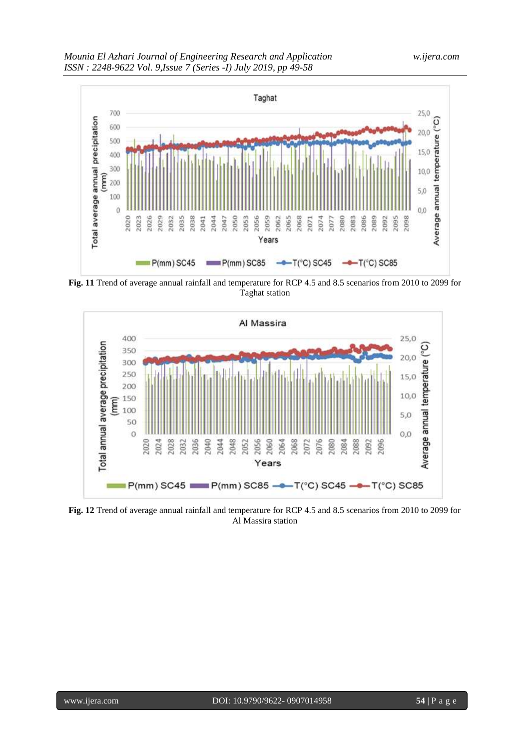**Fig. 11** Trend of average annual rainfall and temperature for RCP 4.5 and 8.5 scenarios from 2010 to 2099 for Taghat station

**Fig. 12** Trend of average annual rainfall and temperature for RCP 4.5 and 8.5 scenarios from 2010 to 2099 for Al Massira station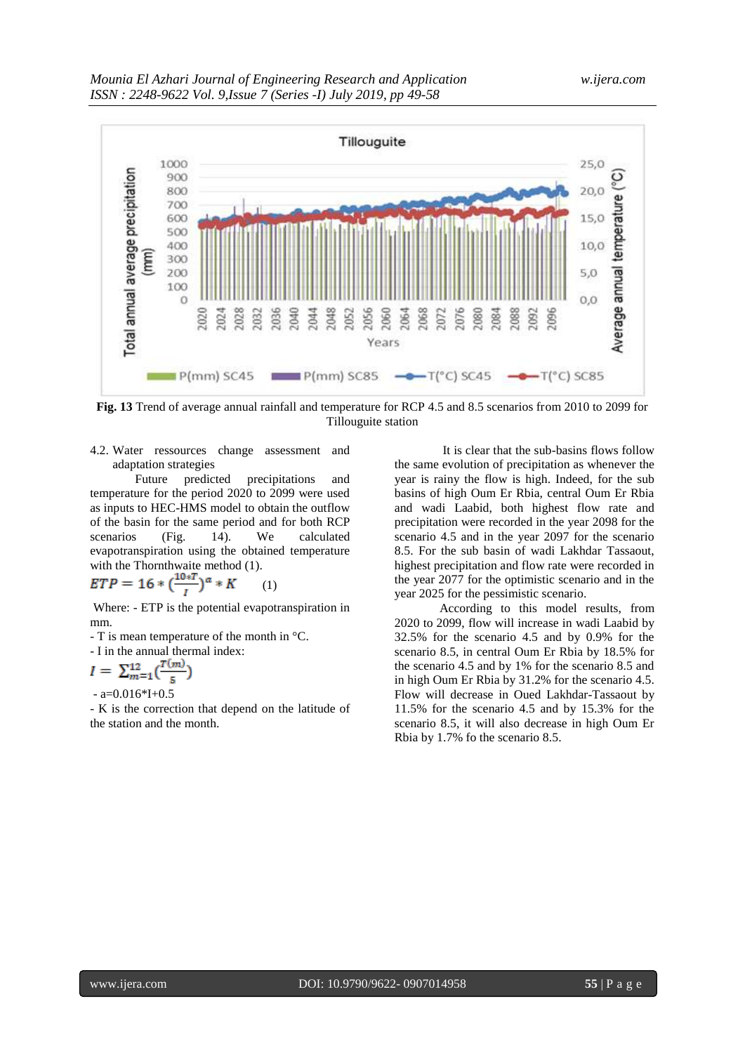**Fig. 13** Trend of average annual rainfall and temperature for RCP 4.5 and 8.5 scenarios from 2010 to 2099 for Tillouguite station

4.2. Water ressources change assessment and adaptation strategies

Future predicted precipitations and temperature for the period 2020 to 2099 were used as inputs to HEC-HMS model to obtain the outflow of the basin for the same period and for both RCP scenarios (Fig. 14). We calculated evapotranspiration using the obtained temperature with the Thornthwaite method (1).

$$ETP = 16 * \left(\frac{10*T}{I}\right)^{a} * K \qquad (1)$$

Where: - ETP is the potential evapotranspiration in mm.

- T is mean temperature of the month in °C.
- I in the annual thermal index:

$$I = \sum_{m=1}^{12}\left(\frac{T(m)}{5}\right)$$

- a=0.016*I+0.5
- K is the correction that depend on the latitude of the station and the month.

It is clear that the sub-basins flows follow the same evolution of precipitation as whenever the year is rainy the flow is high. Indeed, for the sub basins of high Oum Er Rbia, central Oum Er Rbia and wadi Laabid, both highest flow rate and precipitation were recorded in the year 2098 for the scenario 4.5 and in the year 2097 for the scenario 8.5. For the sub basin of wadi Lakhdar Tassaout, highest precipitation and flow rate were recorded in the year 2077 for the optimistic scenario and in the year 2025 for the pessimistic scenario.

According to this model results, from 2020 to 2099, flow will increase in wadi Laabid by 32.5% for the scenario 4.5 and by 0.9% for the scenario 8.5, in central Oum Er Rbia by 18.5% for the scenario 4.5 and by 1% for the scenario 8.5 and in high Oum Er Rbia by 31.2% for the scenario 4.5. Flow will decrease in Oued Lakhdar-Tassaout by 11.5% for the scenario 4.5 and by 15.3% for the scenario 8.5, it will also decrease in high Oum Er Rbia by 1.7% fo the scenario 8.5.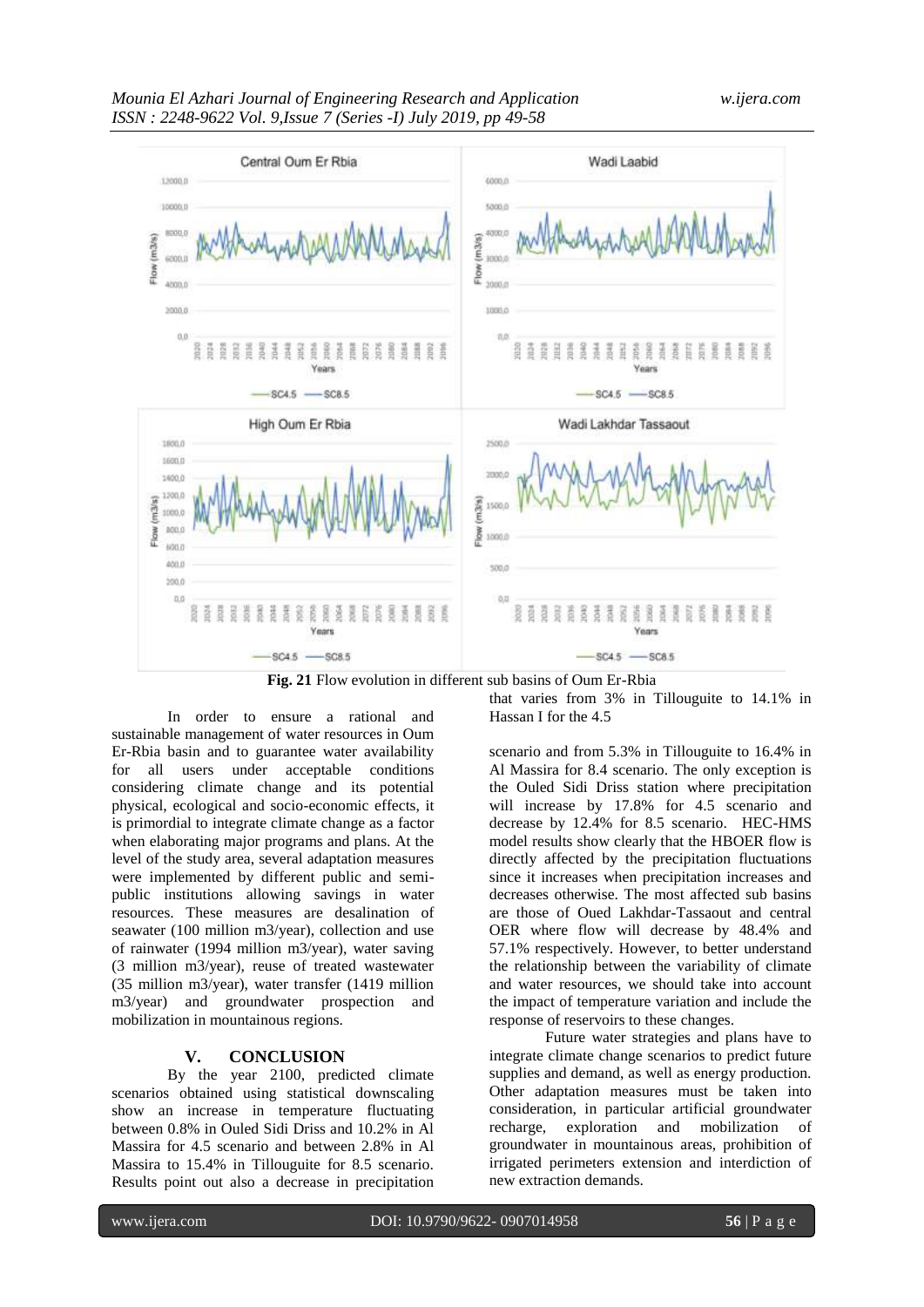**Fig. 21** Flow evolution in different sub basins of Oum Er-Rbia

In order to ensure a rational and sustainable management of water resources in Oum Er-Rbia basin and to guarantee water availability for all users under acceptable conditions considering climate change and its potential physical, ecological and socio-economic effects, it is primordial to integrate climate change as a factor when elaborating major programs and plans. At the level of the study area, several adaptation measures were implemented by different public and semi-public institutions allowing savings in water resources. These measures are desalination of seawater (100 million m3/year), collection and use of rainwater (1994 million m3/year), water saving (3 million m3/year), reuse of treated wastewater (35 million m3/year), water transfer (1419 million m3/year) and groundwater prospection and mobilization in mountainous regions.

## V. CONCLUSION

By the year 2100, predicted climate scenarios obtained using statistical downscaling show an increase in temperature fluctuating between 0.8% in Ouled Sidi Driss and 10.2% in Al Massira for 4.5 scenario and between 2.8% in Al Massira to 15.4% in Tillouguite for 8.5 scenario. Results point out also a decrease in precipitation that varies from 3% in Tillouguite to 14.1% in Hassan I for the 4.5 scenario and from 5.3% in Tillouguite to 16.4% in Al Massira for 8.4 scenario. The only exception is the Ouled Sidi Driss station where precipitation will increase by 17.8% for 4.5 scenario and decrease by 12.4% for 8.5 scenario. HEC-HMS model results show clearly that the HBOER flow is directly affected by the precipitation fluctuations since it increases when precipitation increases and decreases otherwise. The most affected sub basins are those of Oued Lakhdar-Tassaout and central OER where flow will decrease by 48.4% and 57.1% respectively. However, to better understand the relationship between the variability of climate and water resources, we should take into account the impact of temperature variation and include the response of reservoirs to these changes.

Future water strategies and plans have to integrate climate change scenarios to predict future supplies and demand, as well as energy production. Other adaptation measures must be taken into consideration, in particular artificial groundwater recharge, exploration and mobilization of groundwater in mountainous areas, prohibition of irrigated perimeters extension and interdiction of new extraction demands.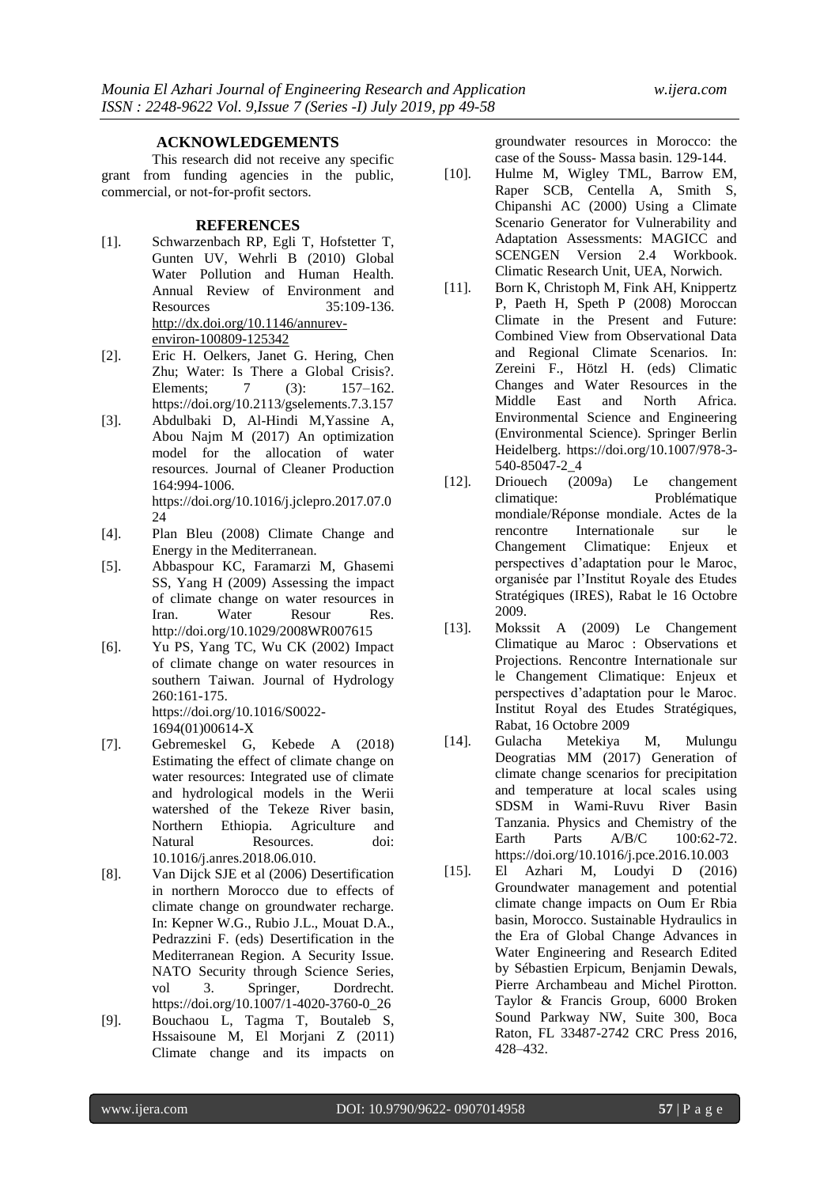## ACKNOWLEDGEMENTS

This research did not receive any specific grant from funding agencies in the public, commercial, or not-for-profit sectors.

## REFERENCES

[1]. Schwarzenbach RP, Egli T, Hofstetter T, Gunten UV, Wehrli B (2010) Global Water Pollution and Human Health. Annual Review of Environment and Resources 35:109-136. http://dx.doi.org/10.1146/annurev-environ-100809-125342

[2]. Eric H. Oelkers, Janet G. Hering, Chen Zhu; Water: Is There a Global Crisis?. Elements; 7 (3): 157–162. https://doi.org/10.2113/gselements.7.3.157

[3]. Abdulbaki D, Al-Hindi M,Yassine A, Abou Najm M (2017) An optimization model for the allocation of water resources. Journal of Cleaner Production 164:994-1006. https://doi.org/10.1016/j.jclepro.2017.07.024

[4]. Plan Bleu (2008) Climate Change and Energy in the Mediterranean.

[5]. Abbaspour KC, Faramarzi M, Ghasemi SS, Yang H (2009) Assessing the impact of climate change on water resources in Iran. Water Resour Res. http://doi.org/10.1029/2008WR007615

[6]. Yu PS, Yang TC, Wu CK (2002) Impact of climate change on water resources in southern Taiwan. Journal of Hydrology 260:161-175. https://doi.org/10.1016/S0022-1694(01)00614-X

[7]. Gebremeskel G, Kebede A (2018) Estimating the effect of climate change on water resources: Integrated use of climate and hydrological models in the Werii watershed of the Tekeze River basin, Northern Ethiopia. Agriculture and Natural Resources. doi: 10.1016/j.anres.2018.06.010.

[8]. Van Dijck SJE et al (2006) Desertification in northern Morocco due to effects of climate change on groundwater recharge. In: Kepner W.G., Rubio J.L., Mouat D.A., Pedrazzini F. (eds) Desertification in the Mediterranean Region. A Security Issue. NATO Security through Science Series, vol 3. Springer, Dordrecht. https://doi.org/10.1007/1-4020-3760-0_26

[9]. Bouchaou L, Tagma T, Boutaleb S, Hssaisoune M, El Morjani Z (2011) Climate change and its impacts on groundwater resources in Morocco: the case of the Souss- Massa basin. 129-144.

[10]. Hulme M, Wigley TML, Barrow EM, Raper SCB, Centella A, Smith S, Chipanshi AC (2000) Using a Climate Scenario Generator for Vulnerability and Adaptation Assessments: MAGICC and SCENGEN Version 2.4 Workbook. Climatic Research Unit, UEA, Norwich.

[11]. Born K, Christoph M, Fink AH, Knippertz P, Paeth H, Speth P (2008) Moroccan Climate in the Present and Future: Combined View from Observational Data and Regional Climate Scenarios. In: Zereini F., Hötzl H. (eds) Climatic Changes and Water Resources in the Middle East and North Africa. Environmental Science and Engineering (Environmental Science). Springer Berlin Heidelberg. https://doi.org/10.1007/978-3-540-85047-2_4

[12]. Driouech (2009a) Le changement climatique: Problématique mondiale/Réponse mondiale. Actes de la rencontre Internationale sur le Changement Climatique: Enjeux et perspectives d'adaptation pour le Maroc, organisée par l'Institut Royale des Etudes Stratégiques (IRES), Rabat le 16 Octobre 2009.

[13]. Mokssit A (2009) Le Changement Climatique au Maroc : Observations et Projections. Rencontre Internationale sur le Changement Climatique: Enjeux et perspectives d'adaptation pour le Maroc. Institut Royal des Etudes Stratégiques, Rabat, 16 Octobre 2009

[14]. Gulacha Metekiya M, Mulungu Deogratias MM (2017) Generation of climate change scenarios for precipitation and temperature at local scales using SDSM in Wami-Ruvu River Basin Tanzania. Physics and Chemistry of the Earth Parts A/B/C 100:62-72. https://doi.org/10.1016/j.pce.2016.10.003

[15]. El Azhari M, Loudyi D (2016) Groundwater management and potential climate change impacts on Oum Er Rbia basin, Morocco. Sustainable Hydraulics in the Era of Global Change Advances in Water Engineering and Research Edited by Sébastien Erpicum, Benjamin Dewals, Pierre Archambeau and Michel Pirotton. Taylor & Francis Group, 6000 Broken Sound Parkway NW, Suite 300, Boca Raton, FL 33487-2742 CRC Press 2016, 428–432.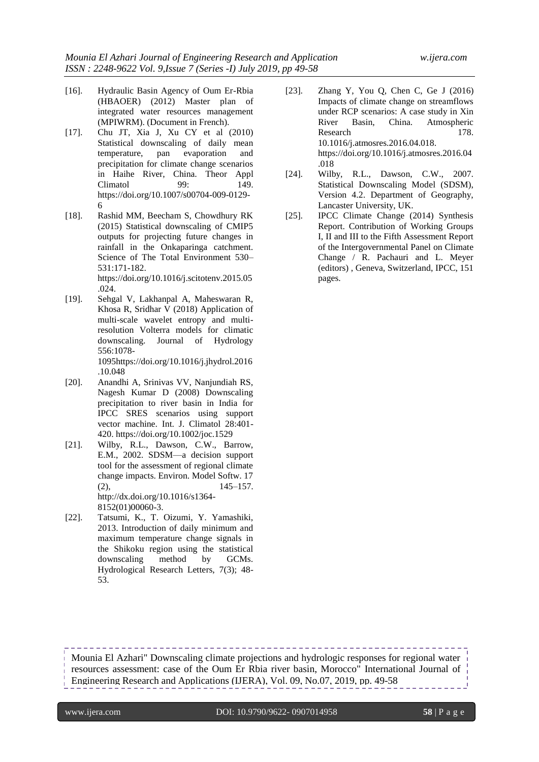[16]. Hydraulic Basin Agency of Oum Er-Rbia (HBAOER) (2012) Master plan of integrated water resources management (MPIWRM). (Document in French).

[17]. Chu JT, Xia J, Xu CY et al (2010) Statistical downscaling of daily mean temperature, pan evaporation and precipitation for climate change scenarios in Haihe River, China. Theor Appl Climatol 99: 149. https://doi.org/10.1007/s00704-009-0129-6

[18]. Rashid MM, Beecham S, Chowdhury RK (2015) Statistical downscaling of CMIP5 outputs for projecting future changes in rainfall in the Onkaparinga catchment. Science of The Total Environment 530–531:171-182. https://doi.org/10.1016/j.scitotenv.2015.05.024.

[19]. Sehgal V, Lakhanpal A, Maheswaran R, Khosa R, Sridhar V (2018) Application of multi-scale wavelet entropy and multi-resolution Volterra models for climatic downscaling. Journal of Hydrology 556:1078-1095https://doi.org/10.1016/j.jhydrol.2016.10.048

[20]. Anandhi A, Srinivas VV, Nanjundiah RS, Nagesh Kumar D (2008) Downscaling precipitation to river basin in India for IPCC SRES scenarios using support vector machine. Int. J. Climatol 28:401-420. https://doi.org/10.1002/joc.1529

[21]. Wilby, R.L., Dawson, C.W., Barrow, E.M., 2002. SDSM—a decision support tool for the assessment of regional climate change impacts. Environ. Model Softw. 17 (2), 145–157. http://dx.doi.org/10.1016/s1364-8152(01)00060-3.

[22]. Tatsumi, K., T. Oizumi, Y. Yamashiki, 2013. Introduction of daily minimum and maximum temperature change signals in the Shikoku region using the statistical downscaling method by GCMs. Hydrological Research Letters, 7(3); 48-53.

[23]. Zhang Y, You Q, Chen C, Ge J (2016) Impacts of climate change on streamflows under RCP scenarios: A case study in Xin River Basin, China. Atmospheric Research 178. 10.1016/j.atmosres.2016.04.018. https://doi.org/10.1016/j.atmosres.2016.04.018

[24]. Wilby, R.L., Dawson, C.W., 2007. Statistical Downscaling Model (SDSM), Version 4.2. Department of Geography, Lancaster University, UK.

[25]. IPCC Climate Change (2014) Synthesis Report. Contribution of Working Groups I, II and III to the Fifth Assessment Report of the Intergovernmental Panel on Climate Change / R. Pachauri and L. Meyer (editors) , Geneva, Switzerland, IPCC, 151 pages.

Mounia El Azhari" Downscaling climate projections and hydrologic responses for regional water resources assessment: case of the Oum Er Rbia river basin, Morocco" International Journal of Engineering Research and Applications (IJERA), Vol. 09, No.07, 2019, pp. 49-58